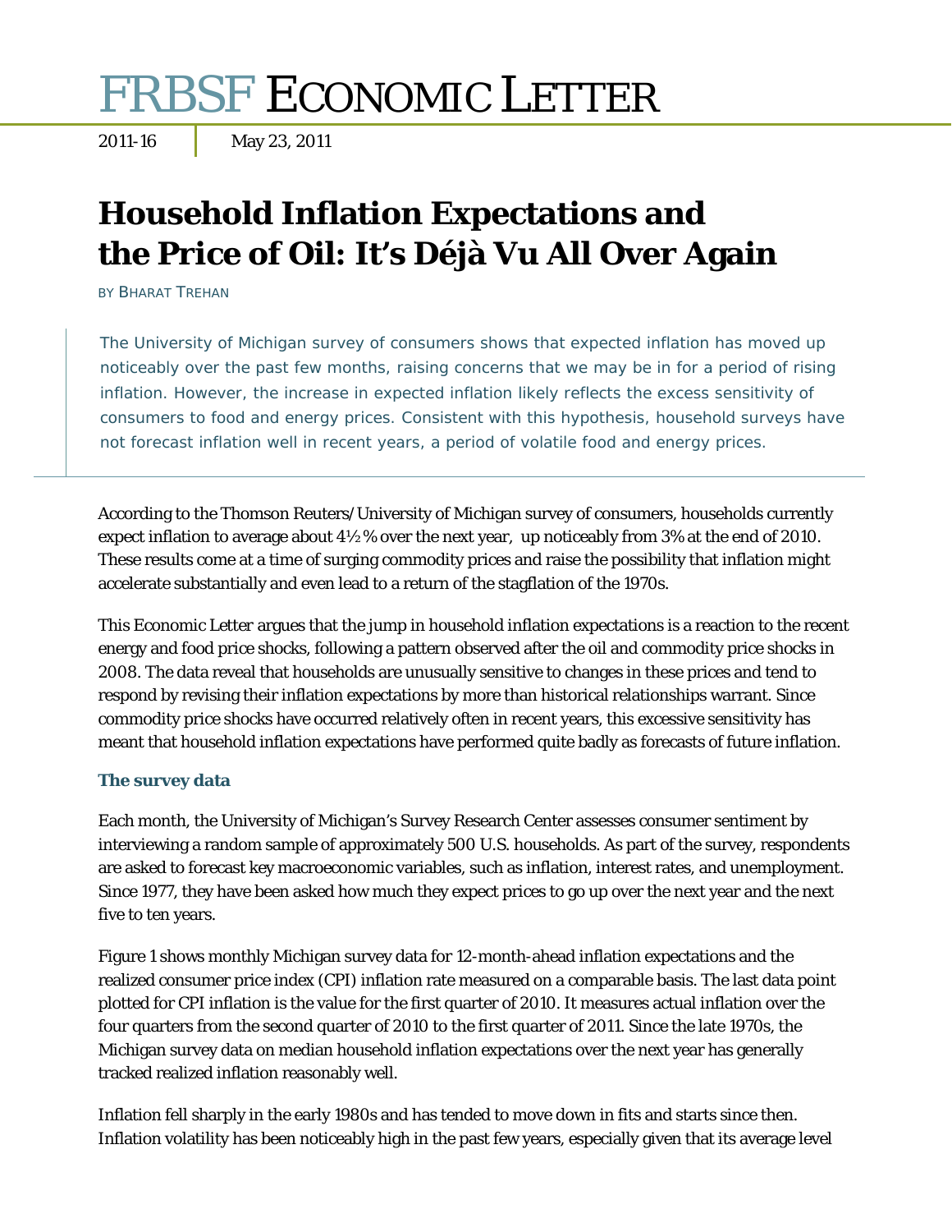# FRBSF Economic Letter

2011-16 | May 23, 2011

## Household Inflation Expectations and the Price of Oil: It's Déjà Vu All Over Again

BY BHARAT TREHAN

> The University of Michigan survey of consumers shows that expected inflation has moved up noticeably over the past few months, raising concerns that we may be in for a period of rising inflation. However, the increase in expected inflation likely reflects the excess sensitivity of consumers to food and energy prices. Consistent with this hypothesis, household surveys have not forecast inflation well in recent years, a period of volatile food and energy prices.

According to the Thomson Reuters/University of Michigan survey of consumers, households currently expect inflation to average about 4½% over the next year, up noticeably from 3% at the end of 2010. These results come at a time of surging commodity prices and raise the possibility that inflation might accelerate substantially and even lead to a return of the stagflation of the 1970s.

This Economic Letter argues that the jump in household inflation expectations is a reaction to the recent energy and food price shocks, following a pattern observed after the oil and commodity price shocks in 2008. The data reveal that households are unusually sensitive to changes in these prices and tend to respond by revising their inflation expectations by more than historical relationships warrant. Since commodity price shocks have occurred relatively often in recent years, this excessive sensitivity has meant that household inflation expectations have performed quite badly as forecasts of future inflation.

### The survey data

Each month, the University of Michigan's Survey Research Center assesses consumer sentiment by interviewing a random sample of approximately 500 U.S. households. As part of the survey, respondents are asked to forecast key macroeconomic variables, such as inflation, interest rates, and unemployment. Since 1977, they have been asked how much they expect prices to go up over the next year and the next five to ten years.

Figure 1 shows monthly Michigan survey data for 12-month-ahead inflation expectations and the realized consumer price index (CPI) inflation rate measured on a comparable basis. The last data point plotted for CPI inflation is the value for the first quarter of 2010. It measures actual inflation over the four quarters from the second quarter of 2010 to the first quarter of 2011. Since the late 1970s, the Michigan survey data on median household inflation expectations over the next year has generally tracked realized inflation reasonably well.

Inflation fell sharply in the early 1980s and has tended to move down in fits and starts since then. Inflation volatility has been noticeably high in the past few years, especially given that its average level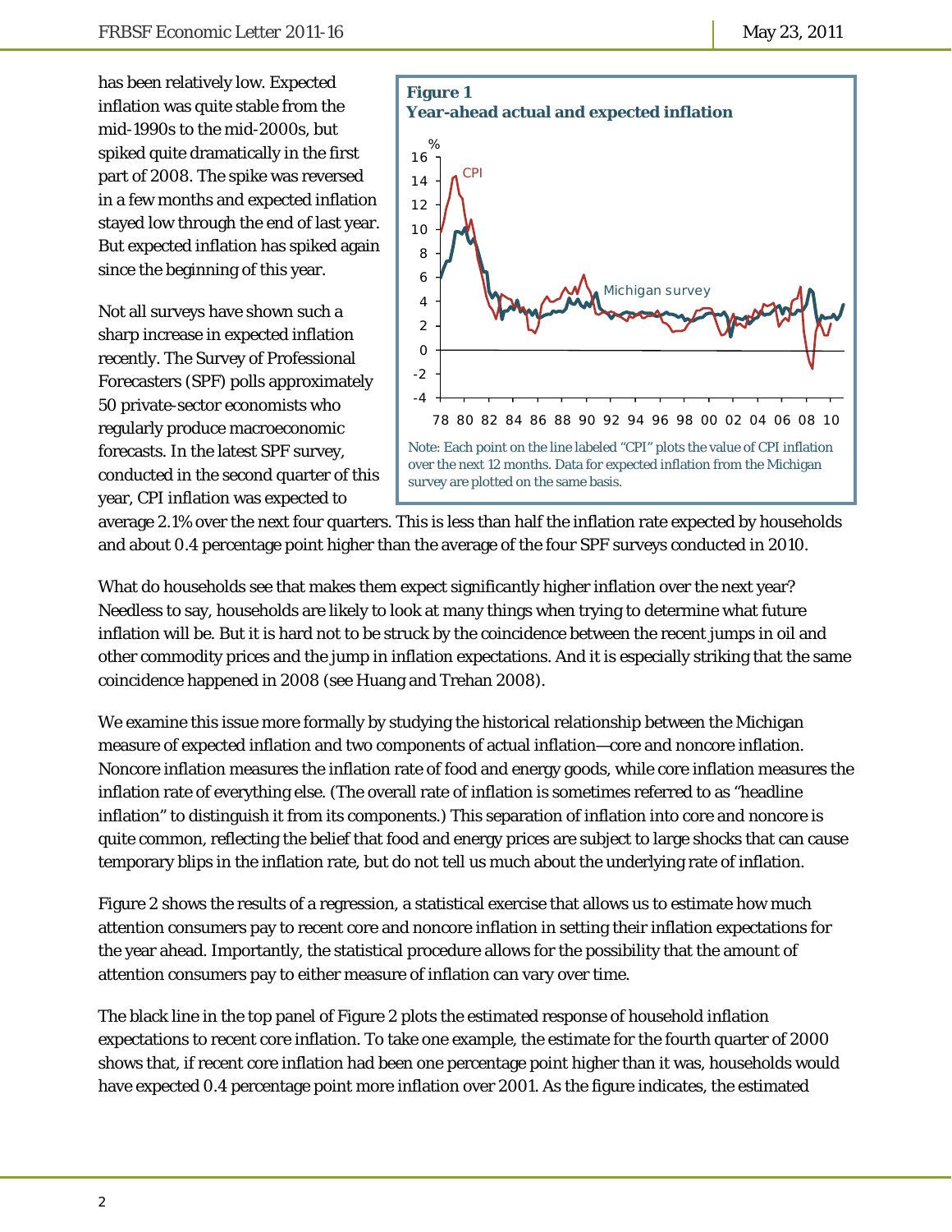has been relatively low. Expected inflation was quite stable from the mid-1990s to the mid-2000s, but spiked quite dramatically in the first part of 2008. The spike was reversed in a few months and expected inflation stayed low through the end of last year. But expected inflation has spiked again since the beginning of this year.

**Figure 1**
**Year-ahead actual and expected inflation**

Note: Each point on the line labeled "CPI" plots the value of CPI inflation over the next 12 months. Data for expected inflation from the Michigan survey are plotted on the same basis.

Not all surveys have shown such a sharp increase in expected inflation recently. The Survey of Professional Forecasters (SPF) polls approximately 50 private-sector economists who regularly produce macroeconomic forecasts. In the latest SPF survey, conducted in the second quarter of this year, CPI inflation was expected to average 2.1% over the next four quarters. This is less than half the inflation rate expected by households and about 0.4 percentage point higher than the average of the four SPF surveys conducted in 2010.

What do households see that makes them expect significantly higher inflation over the next year? Needless to say, households are likely to look at many things when trying to determine what future inflation will be. But it is hard not to be struck by the coincidence between the recent jumps in oil and other commodity prices and the jump in inflation expectations. And it is especially striking that the same coincidence happened in 2008 (see Huang and Trehan 2008).

We examine this issue more formally by studying the historical relationship between the Michigan measure of expected inflation and two components of actual inflation—core and noncore inflation. Noncore inflation measures the inflation rate of food and energy goods, while core inflation measures the inflation rate of everything else. (The overall rate of inflation is sometimes referred to as "headline inflation" to distinguish it from its components.) This separation of inflation into core and noncore is quite common, reflecting the belief that food and energy prices are subject to large shocks that can cause temporary blips in the inflation rate, but do not tell us much about the underlying rate of inflation.

Figure 2 shows the results of a regression, a statistical exercise that allows us to estimate how much attention consumers pay to recent core and noncore inflation in setting their inflation expectations for the year ahead. Importantly, the statistical procedure allows for the possibility that the amount of attention consumers pay to either measure of inflation can vary over time.

The black line in the top panel of Figure 2 plots the estimated response of household inflation expectations to recent core inflation. To take one example, the estimate for the fourth quarter of 2000 shows that, if recent core inflation had been one percentage point higher than it was, households would have expected 0.4 percentage point more inflation over 2001. As the figure indicates, the estimated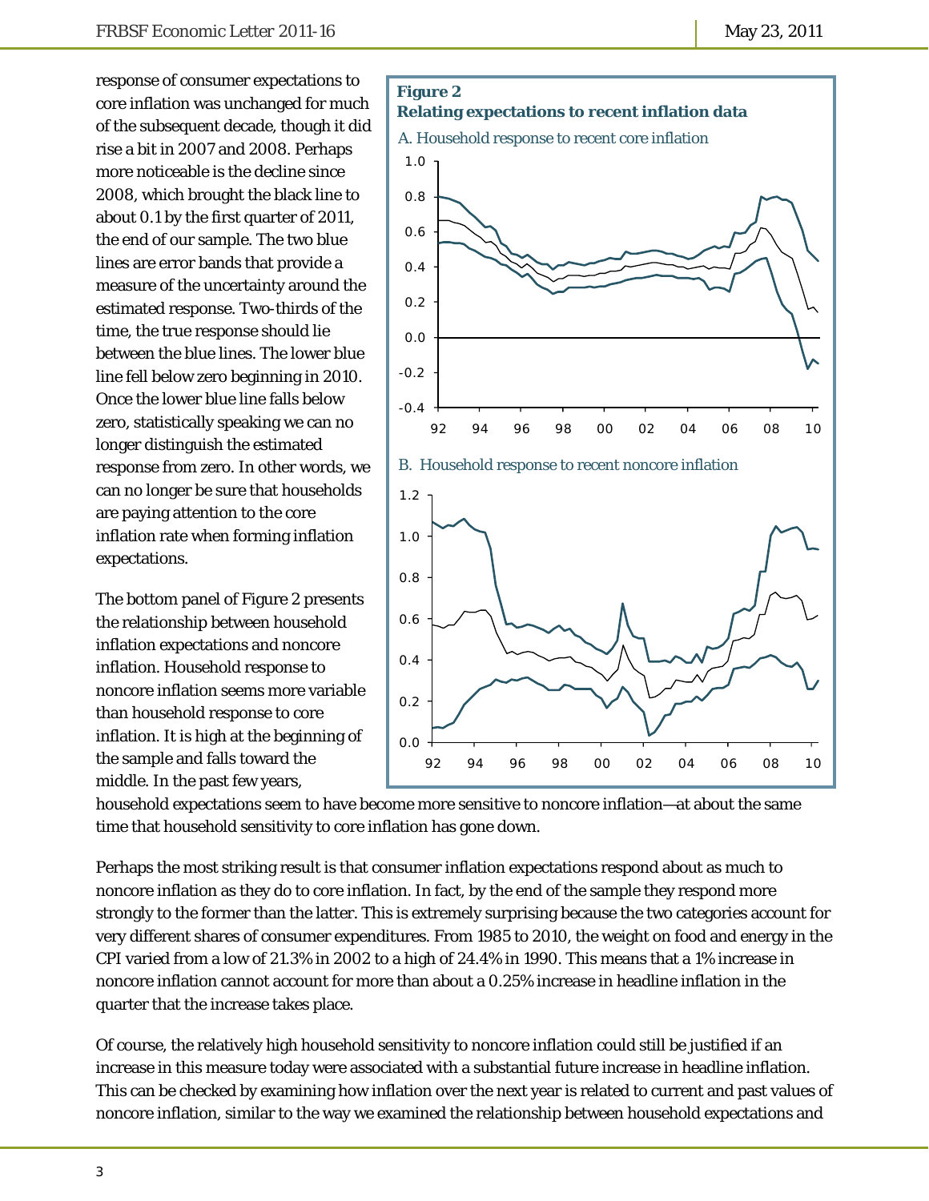response of consumer expectations to core inflation was unchanged for much of the subsequent decade, though it did rise a bit in 2007 and 2008. Perhaps more noticeable is the decline since 2008, which brought the black line to about 0.1 by the first quarter of 2011, the end of our sample. The two blue lines are error bands that provide a measure of the uncertainty around the estimated response. Two-thirds of the time, the true response should lie between the blue lines. The lower blue line fell below zero beginning in 2010. Once the lower blue line falls below zero, statistically speaking we can no longer distinguish the estimated response from zero. In other words, we can no longer be sure that households are paying attention to the core inflation rate when forming inflation expectations.

**Figure 2**
**Relating expectations to recent inflation data**

A. Household response to recent core inflation

B. Household response to recent noncore inflation

The bottom panel of Figure 2 presents the relationship between household inflation expectations and noncore inflation. Household response to noncore inflation seems more variable than household response to core inflation. It is high at the beginning of the sample and falls toward the middle. In the past few years, household expectations seem to have become more sensitive to noncore inflation—at about the same time that household sensitivity to core inflation has gone down.

Perhaps the most striking result is that consumer inflation expectations respond about as much to noncore inflation as they do to core inflation. In fact, by the end of the sample they respond more strongly to the former than the latter. This is extremely surprising because the two categories account for very different shares of consumer expenditures. From 1985 to 2010, the weight on food and energy in the CPI varied from a low of 21.3% in 2002 to a high of 24.4% in 1990. This means that a 1% increase in noncore inflation cannot account for more than about a 0.25% increase in headline inflation in the quarter that the increase takes place.

Of course, the relatively high household sensitivity to noncore inflation could still be justified if an increase in this measure today were associated with a substantial future increase in headline inflation. This can be checked by examining how inflation over the next year is related to current and past values of noncore inflation, similar to the way we examined the relationship between household expectations and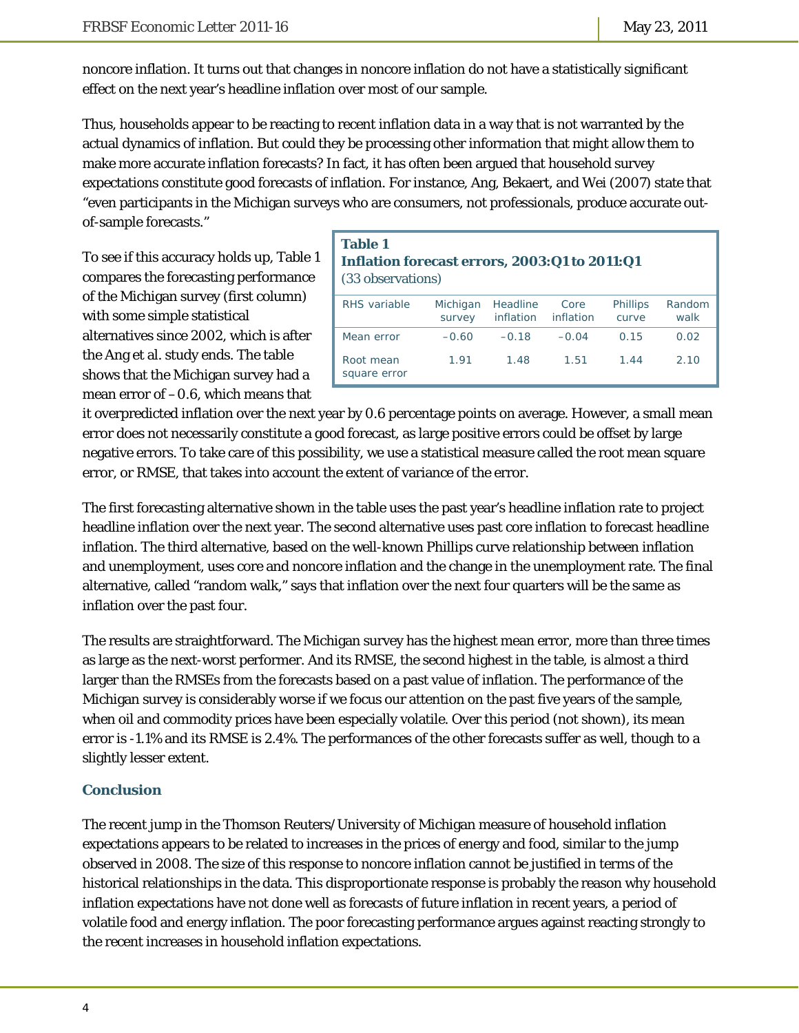noncore inflation. It turns out that changes in noncore inflation do not have a statistically significant effect on the next year's headline inflation over most of our sample.

Thus, households appear to be reacting to recent inflation data in a way that is not warranted by the actual dynamics of inflation. But could they be processing other information that might allow them to make more accurate inflation forecasts? In fact, it has often been argued that household survey expectations constitute good forecasts of inflation. For instance, Ang, Bekaert, and Wei (2007) state that "even participants in the Michigan surveys who are consumers, not professionals, produce accurate out-of-sample forecasts."

To see if this accuracy holds up, Table 1 compares the forecasting performance of the Michigan survey (first column) with some simple statistical alternatives since 2002, which is after the Ang et al. study ends. The table shows that the Michigan survey had a mean error of –0.6, which means that it overpredicted inflation over the next year by 0.6 percentage points on average. However, a small mean error does not necessarily constitute a good forecast, as large positive errors could be offset by large negative errors. To take care of this possibility, we use a statistical measure called the root mean square error, or RMSE, that takes into account the extent of variance of the error.

**Table 1**
**Inflation forecast errors, 2003:Q1 to 2011:Q1**
(33 observations)

| RHS variable | Michigan survey | Headline inflation | Core inflation | Phillips curve | Random walk |
|---|---|---|---|---|---|
| Mean error | –0.60 | –0.18 | –0.04 | 0.15 | 0.02 |
| Root mean square error | 1.91 | 1.48 | 1.51 | 1.44 | 2.10 |

The first forecasting alternative shown in the table uses the past year's headline inflation rate to project headline inflation over the next year. The second alternative uses past core inflation to forecast headline inflation. The third alternative, based on the well-known Phillips curve relationship between inflation and unemployment, uses core and noncore inflation and the change in the unemployment rate. The final alternative, called "random walk," says that inflation over the next four quarters will be the same as inflation over the past four.

The results are straightforward. The Michigan survey has the highest mean error, more than three times as large as the next-worst performer. And its RMSE, the second highest in the table, is almost a third larger than the RMSEs from the forecasts based on a past value of inflation. The performance of the Michigan survey is considerably worse if we focus our attention on the past five years of the sample, when oil and commodity prices have been especially volatile. Over this period (not shown), its mean error is -1.1% and its RMSE is 2.4%. The performances of the other forecasts suffer as well, though to a slightly lesser extent.

## Conclusion

The recent jump in the Thomson Reuters/University of Michigan measure of household inflation expectations appears to be related to increases in the prices of energy and food, similar to the jump observed in 2008. The size of this response to noncore inflation cannot be justified in terms of the historical relationships in the data. This disproportionate response is probably the reason why household inflation expectations have not done well as forecasts of future inflation in recent years, a period of volatile food and energy inflation. The poor forecasting performance argues against reacting strongly to the recent increases in household inflation expectations.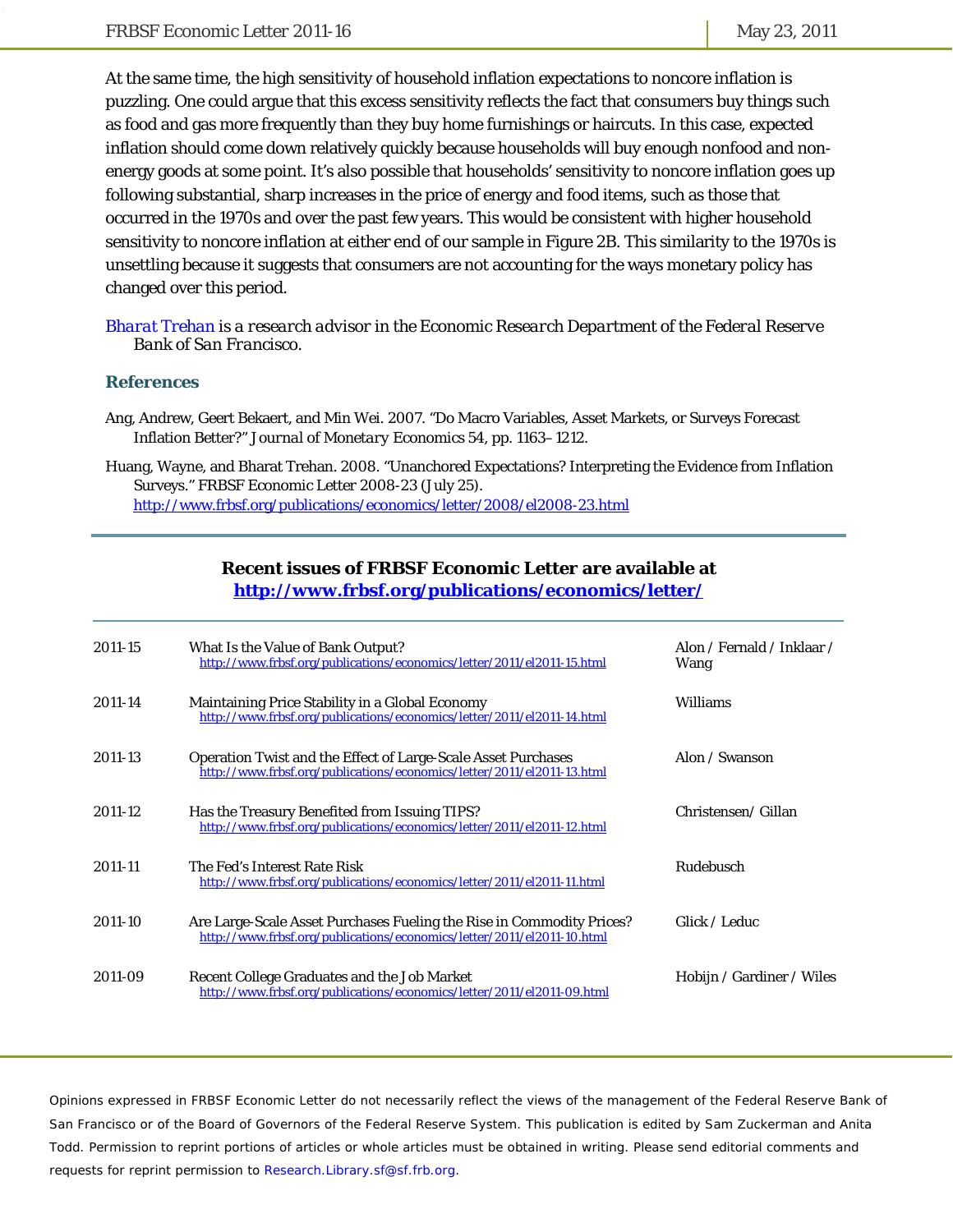At the same time, the high sensitivity of household inflation expectations to noncore inflation is puzzling. One could argue that this excess sensitivity reflects the fact that consumers buy things such as food and gas more frequently than they buy home furnishings or haircuts. In this case, expected inflation should come down relatively quickly because households will buy enough nonfood and non-energy goods at some point. It's also possible that households' sensitivity to noncore inflation goes up following substantial, sharp increases in the price of energy and food items, such as those that occurred in the 1970s and over the past few years. This would be consistent with higher household sensitivity to noncore inflation at either end of our sample in Figure 2B. This similarity to the 1970s is unsettling because it suggests that consumers are not accounting for the ways monetary policy has changed over this period.

*Bharat Trehan is a research advisor in the Economic Research Department of the Federal Reserve Bank of San Francisco.*

## References

Ang, Andrew, Geert Bekaert, and Min Wei. 2007. "Do Macro Variables, Asset Markets, or Surveys Forecast Inflation Better?" *Journal of Monetary Economics* 54, pp. 1163–1212.

Huang, Wayne, and Bharat Trehan. 2008. "Unanchored Expectations? Interpreting the Evidence from Inflation Surveys." FRBSF Economic Letter 2008-23 (July 25). http://www.frbsf.org/publications/economics/letter/2008/el2008-23.html

**Recent issues of FRBSF Economic Letter are available at**
**http://www.frbsf.org/publications/economics/letter/**

| | | |
|---|---|---|
| 2011-15 | What Is the Value of Bank Output? http://www.frbsf.org/publications/economics/letter/2011/el2011-15.html | Alon / Fernald / Inklaar / Wang |
| 2011-14 | Maintaining Price Stability in a Global Economy http://www.frbsf.org/publications/economics/letter/2011/el2011-14.html | Williams |
| 2011-13 | Operation Twist and the Effect of Large-Scale Asset Purchases http://www.frbsf.org/publications/economics/letter/2011/el2011-13.html | Alon / Swanson |
| 2011-12 | Has the Treasury Benefited from Issuing TIPS? http://www.frbsf.org/publications/economics/letter/2011/el2011-12.html | Christensen/ Gillan |
| 2011-11 | The Fed's Interest Rate Risk http://www.frbsf.org/publications/economics/letter/2011/el2011-11.html | Rudebusch |
| 2011-10 | Are Large-Scale Asset Purchases Fueling the Rise in Commodity Prices? http://www.frbsf.org/publications/economics/letter/2011/el2011-10.html | Glick / Leduc |
| 2011-09 | Recent College Graduates and the Job Market http://www.frbsf.org/publications/economics/letter/2011/el2011-09.html | Hobijn / Gardiner / Wiles |

Opinions expressed in FRBSF Economic Letter do not necessarily reflect the views of the management of the Federal Reserve Bank of San Francisco or of the Board of Governors of the Federal Reserve System. This publication is edited by Sam Zuckerman and Anita Todd. Permission to reprint portions of articles or whole articles must be obtained in writing. Please send editorial comments and requests for reprint permission to Research.Library.sf@sf.frb.org.